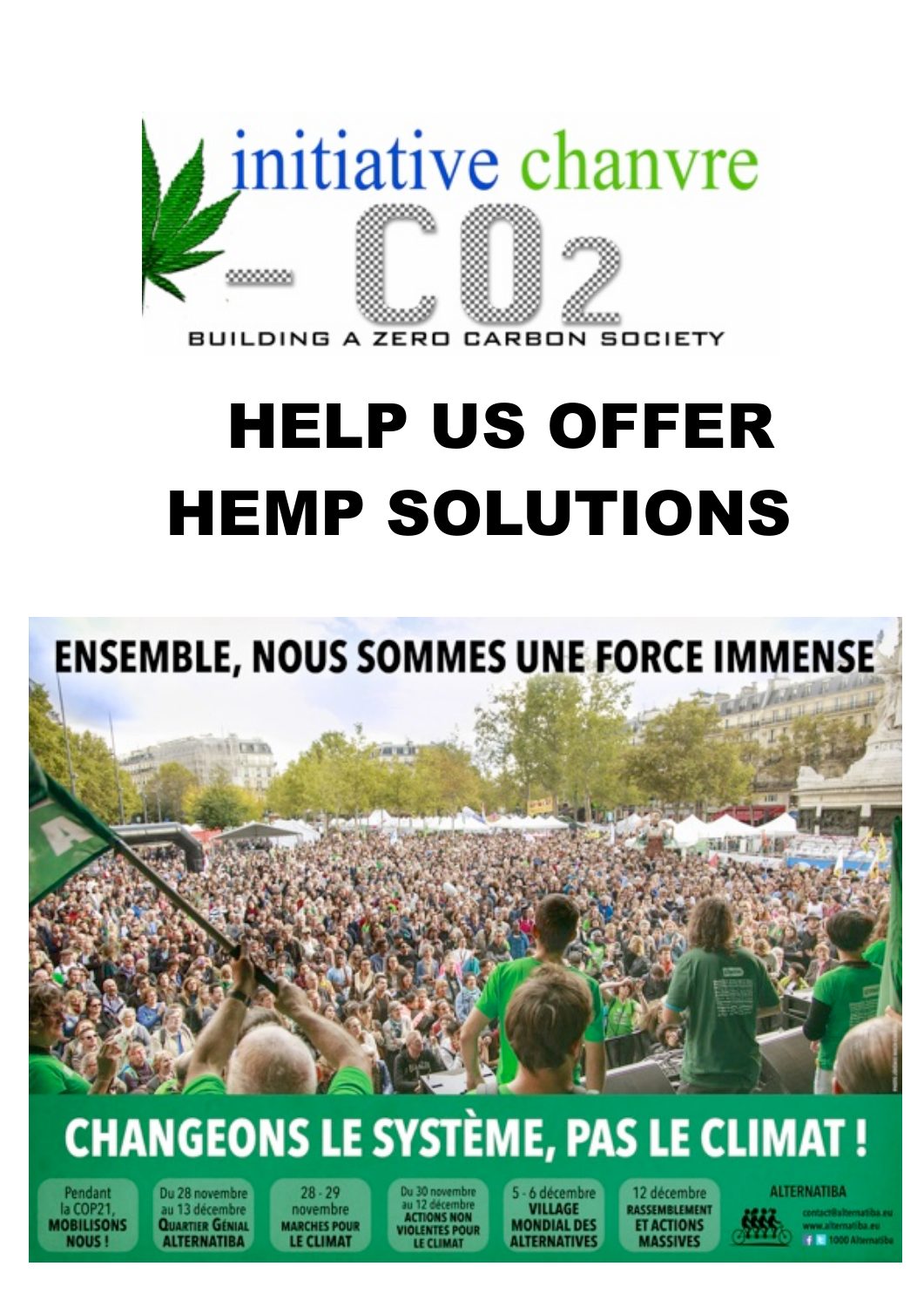initiative chanvre

$-CO_2$

BUILDING A ZERO CARBON SOCIETY

# HELP US OFFER HEMP SOLUTIONS

ENSEMBLE, NOUS SOMMES UNE FORCE IMMENSE

CHANGEONS LE SYSTÈME, PAS LE CLIMAT !

| Pendant la COP21, MOBILISONS NOUS ! | Du 28 novembre au 13 décembre QUARTIER GÉNIAL ALTERNATIBA | 28 - 29 novembre MARCHES POUR LE CLIMAT | Du 30 novembre au 12 décembre ACTIONS NON VIOLENTES POUR LE CLIMAT | 5 - 6 décembre VILLAGE MONDIAL DES ALTERNATIVES | 12 décembre RASSEMBLEMENT ET ACTIONS MASSIVES | ALTERNATIBA contact@alternatiba.eu www.alternatiba.eu 1000 Alternatiba |
|---|---|---|---|---|---|---|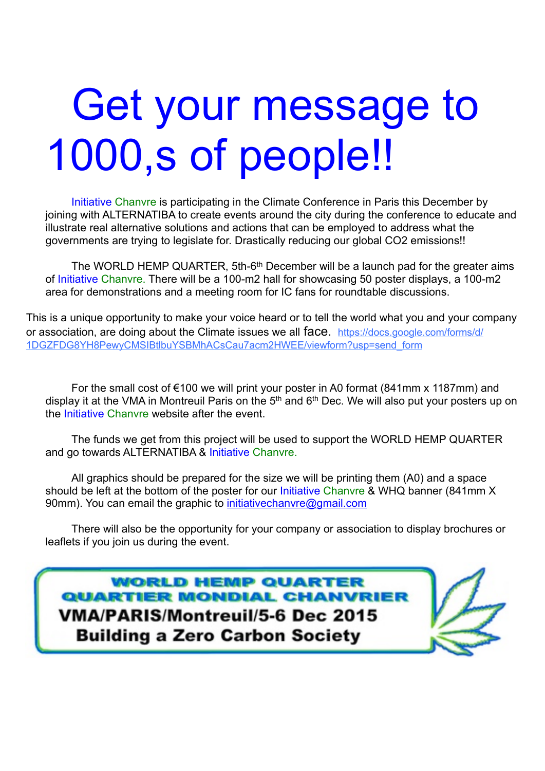# Get your message to 1000,s of people!!

Initiative Chanvre is participating in the Climate Conference in Paris this December by joining with ALTERNATIBA to create events around the city during the conference to educate and illustrate real alternative solutions and actions that can be employed to address what the governments are trying to legislate for. Drastically reducing our global $CO_2$ emissions!!

The WORLD HEMP QUARTER, 5th-6th December will be a launch pad for the greater aims of Initiative Chanvre. There will be a 100-m2 hall for showcasing 50 poster displays, a 100-m2 area for demonstrations and a meeting room for IC fans for roundtable discussions.

This is a unique opportunity to make your voice heard or to tell the world what you and your company or association, are doing about the Climate issues we all face. https://docs.google.com/forms/d/1DGZFDG8YH8PewyCMSIBtlbuYSBMhACsCau7acm2HWEE/viewform?usp=send_form

For the small cost of €100 we will print your poster in A0 format (841mm x 1187mm) and display it at the VMA in Montreuil Paris on the 5th and 6th Dec. We will also put your posters up on the Initiative Chanvre website after the event.

The funds we get from this project will be used to support the WORLD HEMP QUARTER and go towards ALTERNATIBA & Initiative Chanvre.

All graphics should be prepared for the size we will be printing them (A0) and a space should be left at the bottom of the poster for our Initiative Chanvre & WHQ banner (841mm X 90mm). You can email the graphic to initiativechanvre@gmail.com

There will also be the opportunity for your company or association to display brochures or leaflets if you join us during the event.

**WORLD HEMP QUARTER**
**QUARTIER MONDIAL CHANVRIER**
**VMA/PARIS/Montreuil/5-6 Dec 2015**
**Building a Zero Carbon Society**